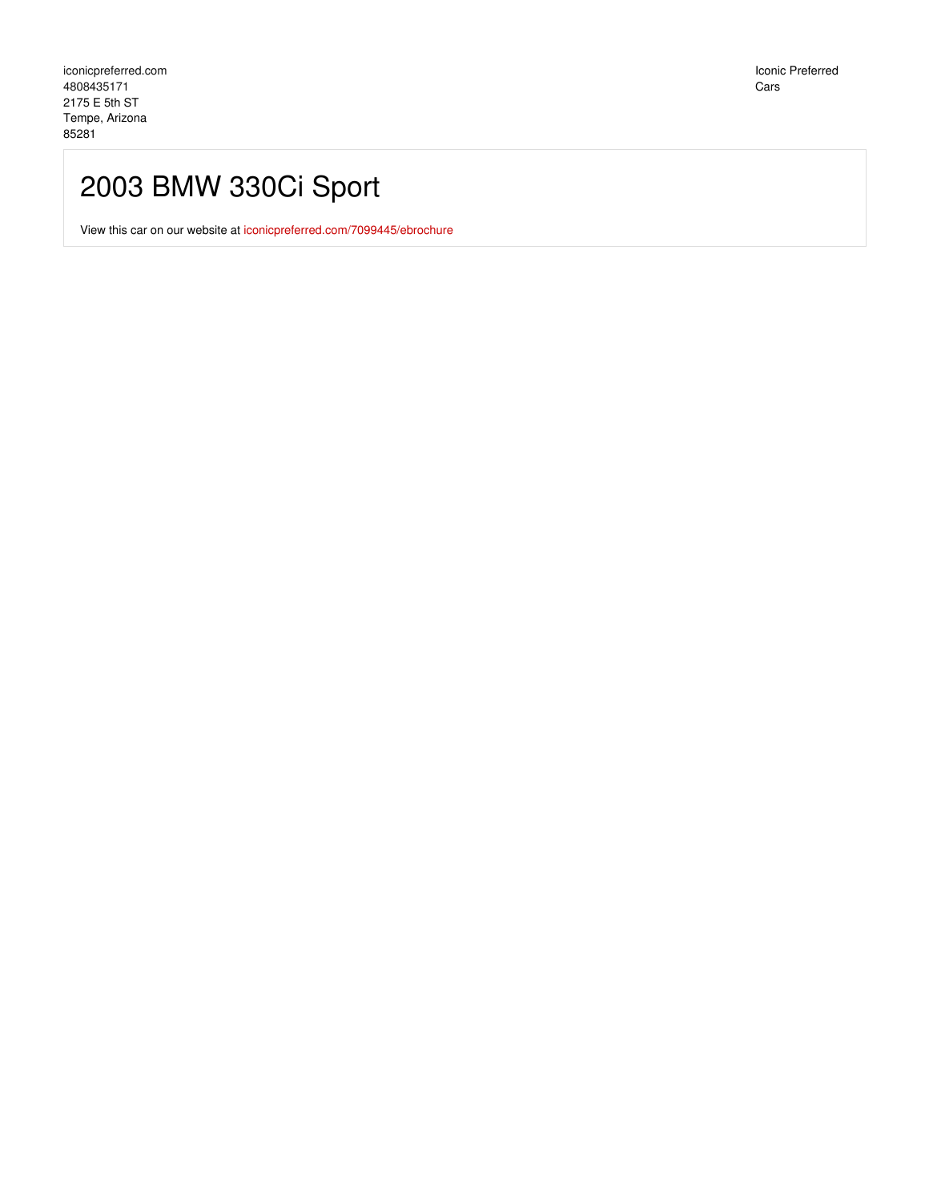iconicpreferred.com
4808435171
2175 E 5th ST
Tempe, Arizona
85281

Iconic Preferred
Cars

# 2003 BMW 330Ci Sport

View this car on our website at iconicpreferred.com/7099445/ebrochure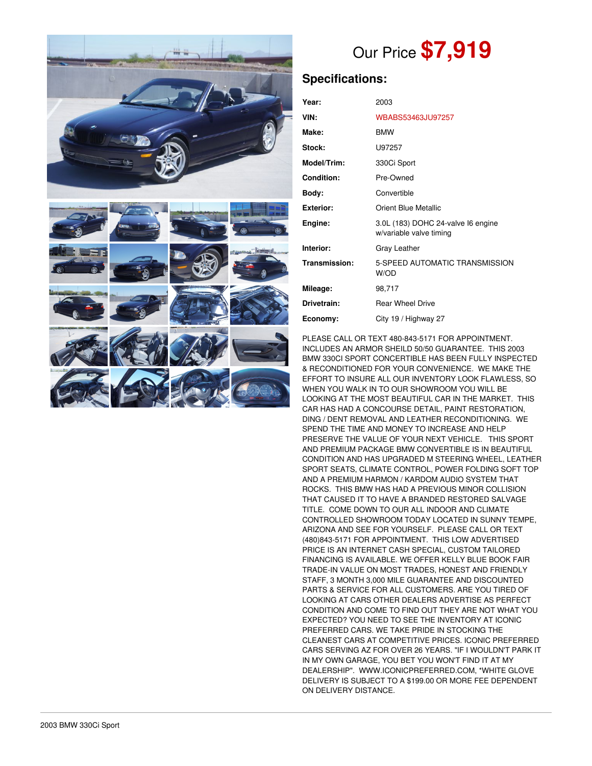# Our Price $7,919

## Specifications:

| | |
|---|---|
| **Year:** | 2003 |
| **VIN:** | WBABS53463JU97257 |
| **Make:** | BMW |
| **Stock:** | U97257 |
| **Model/Trim:** | 330Ci Sport |
| **Condition:** | Pre-Owned |
| **Body:** | Convertible |
| **Exterior:** | Orient Blue Metallic |
| **Engine:** | 3.0L (183) DOHC 24-valve I6 engine w/variable valve timing |
| **Interior:** | Gray Leather |
| **Transmission:** | 5-SPEED AUTOMATIC TRANSMISSION W/OD |
| **Mileage:** | 98,717 |
| **Drivetrain:** | Rear Wheel Drive |
| **Economy:** | City 19 / Highway 27 |

PLEASE CALL OR TEXT 480-843-5171 FOR APPOINTMENT. INCLUDES AN ARMOR SHEILD 50/50 GUARANTEE. THIS 2003 BMW 330CI SPORT CONCERTIBLE HAS BEEN FULLY INSPECTED & RECONDITIONED FOR YOUR CONVENIENCE. WE MAKE THE EFFORT TO INSURE ALL OUR INVENTORY LOOK FLAWLESS, SO WHEN YOU WALK IN TO OUR SHOWROOM YOU WILL BE LOOKING AT THE MOST BEAUTIFUL CAR IN THE MARKET. THIS CAR HAS HAD A CONCOURSE DETAIL, PAINT RESTORATION, DING / DENT REMOVAL AND LEATHER RECONDITIONING. WE SPEND THE TIME AND MONEY TO INCREASE AND HELP PRESERVE THE VALUE OF YOUR NEXT VEHICLE. THIS SPORT AND PREMIUM PACKAGE BMW CONVERTIBLE IS IN BEAUTIFUL CONDITION AND HAS UPGRADED M STEERING WHEEL, LEATHER SPORT SEATS, CLIMATE CONTROL, POWER FOLDING SOFT TOP AND A PREMIUM HARMON / KARDOM AUDIO SYSTEM THAT ROCKS. THIS BMW HAS HAD A PREVIOUS MINOR COLLISION THAT CAUSED IT TO HAVE A BRANDED RESTORED SALVAGE TITLE. COME DOWN TO OUR ALL INDOOR AND CLIMATE CONTROLLED SHOWROOM TODAY LOCATED IN SUNNY TEMPE, ARIZONA AND SEE FOR YOURSELF. PLEASE CALL OR TEXT (480)843-5171 FOR APPOINTMENT. THIS LOW ADVERTISED PRICE IS AN INTERNET CASH SPECIAL, CUSTOM TAILORED FINANCING IS AVAILABLE. WE OFFER KELLY BLUE BOOK FAIR TRADE-IN VALUE ON MOST TRADES, HONEST AND FRIENDLY STAFF, 3 MONTH 3,000 MILE GUARANTEE AND DISCOUNTED PARTS & SERVICE FOR ALL CUSTOMERS. ARE YOU TIRED OF LOOKING AT CARS OTHER DEALERS ADVERTISE AS PERFECT CONDITION AND COME TO FIND OUT THEY ARE NOT WHAT YOU EXPECTED? YOU NEED TO SEE THE INVENTORY AT ICONIC PREFERRED CARS. WE TAKE PRIDE IN STOCKING THE CLEANEST CARS AT COMPETITIVE PRICES. ICONIC PREFERRED CARS SERVING AZ FOR OVER 26 YEARS. "IF I WOULDN'T PARK IT IN MY OWN GARAGE, YOU BET YOU WON'T FIND IT AT MY DEALERSHIP". WWW.ICONICPREFERRED.COM, *WHITE GLOVE DELIVERY IS SUBJECT TO A $199.00 OR MORE FEE DEPENDENT ON DELIVERY DISTANCE.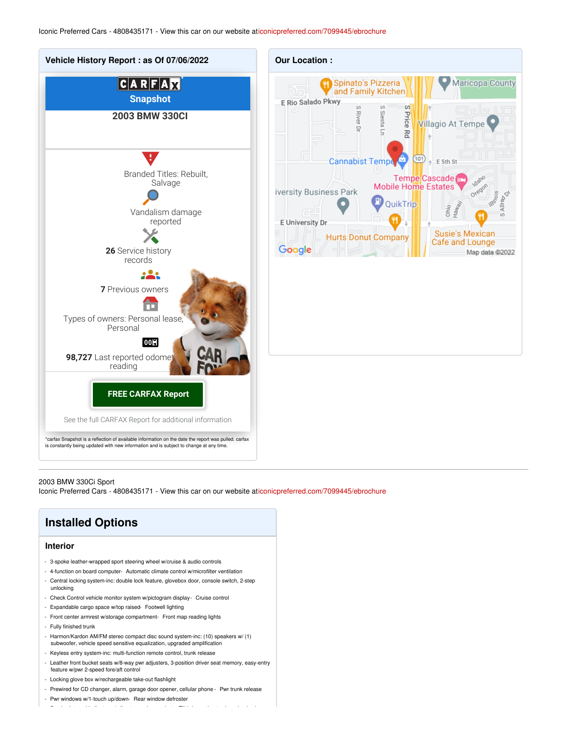Iconic Preferred Cars - 4808435171 - View this car on our website at iconicpreferred.com/7099445/ebrochure

## Vehicle History Report : as Of 07/06/2022

CARFAX Snapshot

**2003 BMW 330CI**

Branded Titles: Rebuilt, Salvage

Vandalism damage reported

**26** Service history records

**7** Previous owners

Types of owners: Personal lease, Personal

**98,727** Last reported odometer reading

**FREE CARFAX Report**

See the full CARFAX Report for additional information

*carfax Snapshot is a reflection of available information on the date the report was pulled. carfax is constantly being updated with new information and is subject to change at any time.

## Our Location :

2003 BMW 330Ci Sport
Iconic Preferred Cars - 4808435171 - View this car on our website at iconicpreferred.com/7099445/ebrochure

# Installed Options

### Interior

- 3-spoke leather-wrapped sport steering wheel w/cruise & audio controls
- 4-function on board computer- Automatic climate control w/microfilter ventilation
- Central locking system-inc: double lock feature, glovebox door, console switch, 2-step unlocking
- Check Control vehicle monitor system w/pictogram display- Cruise control
- Expandable cargo space w/top raised- Footwell lighting
- Front center armrest w/storage compartment- Front map reading lights
- Fully finished trunk
- Harmon/Kardon AM/FM stereo compact disc sound system-inc: (10) speakers w/ (1) subwoofer, vehicle speed sensitive equalization, upgraded amplification
- Keyless entry system-inc: multi-function remote control, trunk release
- Leather front bucket seats w/8-way pwr adjusters, 3-position driver seat memory, easy-entry feature w/pwr 2-speed fore/aft control
- Locking glove box w/rechargeable take-out flashlight
- Prewired for CD changer, alarm, garage door opener, cellular phone - Pwr trunk release
- Pwr windows w/1-touch up/down- Rear window defroster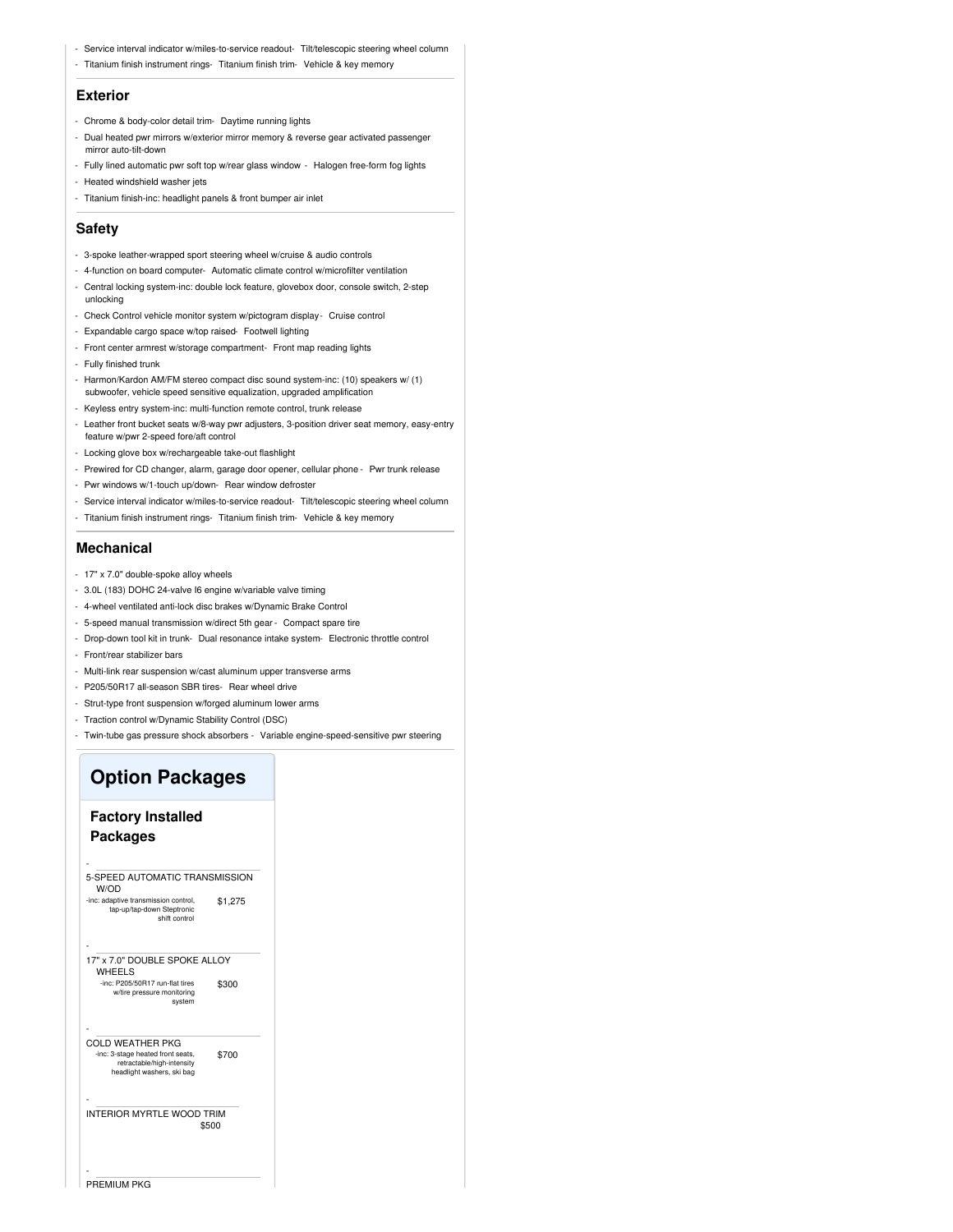- Service interval indicator w/miles-to-service readout- Tilt/telescopic steering wheel column
- Titanium finish instrument rings- Titanium finish trim- Vehicle & key memory

### Exterior

- Chrome & body-color detail trim- Daytime running lights
- Dual heated pwr mirrors w/exterior mirror memory & reverse gear activated passenger mirror auto-tilt-down
- Fully lined automatic pwr soft top w/rear glass window - Halogen free-form fog lights
- Heated windshield washer jets
- Titanium finish-inc: headlight panels & front bumper air inlet

### Safety

- 3-spoke leather-wrapped sport steering wheel w/cruise & audio controls
- 4-function on board computer- Automatic climate control w/microfilter ventilation
- Central locking system-inc: double lock feature, glovebox door, console switch, 2-step unlocking
- Check Control vehicle monitor system w/pictogram display- Cruise control
- Expandable cargo space w/top raised- Footwell lighting
- Front center armrest w/storage compartment- Front map reading lights
- Fully finished trunk
- Harmon/Kardon AM/FM stereo compact disc sound system-inc: (10) speakers w/ (1) subwoofer, vehicle speed sensitive equalization, upgraded amplification
- Keyless entry system-inc: multi-function remote control, trunk release
- Leather front bucket seats w/8-way pwr adjusters, 3-position driver seat memory, easy-entry feature w/pwr 2-speed fore/aft control
- Locking glove box w/rechargeable take-out flashlight
- Prewired for CD changer, alarm, garage door opener, cellular phone - Pwr trunk release
- Pwr windows w/1-touch up/down- Rear window defroster
- Service interval indicator w/miles-to-service readout- Tilt/telescopic steering wheel column
- Titanium finish instrument rings- Titanium finish trim- Vehicle & key memory

### Mechanical

- 17" x 7.0" double-spoke alloy wheels
- 3.0L (183) DOHC 24-valve I6 engine w/variable valve timing
- 4-wheel ventilated anti-lock disc brakes w/Dynamic Brake Control
- 5-speed manual transmission w/direct 5th gear - Compact spare tire
- Drop-down tool kit in trunk- Dual resonance intake system- Electronic throttle control
- Front/rear stabilizer bars
- Multi-link rear suspension w/cast aluminum upper transverse arms
- P205/50R17 all-season SBR tires- Rear wheel drive
- Strut-type front suspension w/forged aluminum lower arms
- Traction control w/Dynamic Stability Control (DSC)
- Twin-tube gas pressure shock absorbers - Variable engine-speed-sensitive pwr steering

## Option Packages

### Factory Installed Packages

- 5-SPEED AUTOMATIC TRANSMISSION W/OD — $1,275
  -inc: adaptive transmission control, tap-up/tap-down Steptronic shift control

- 17" x 7.0" DOUBLE SPOKE ALLOY WHEELS — $300
  -inc: P205/50R17 run-flat tires w/tire pressure monitoring system

- COLD WEATHER PKG — $700
  -inc: 3-stage heated front seats, retractable/high-intensity headlight washers, ski bag

- INTERIOR MYRTLE WOOD TRIM — $500

- PREMIUM PKG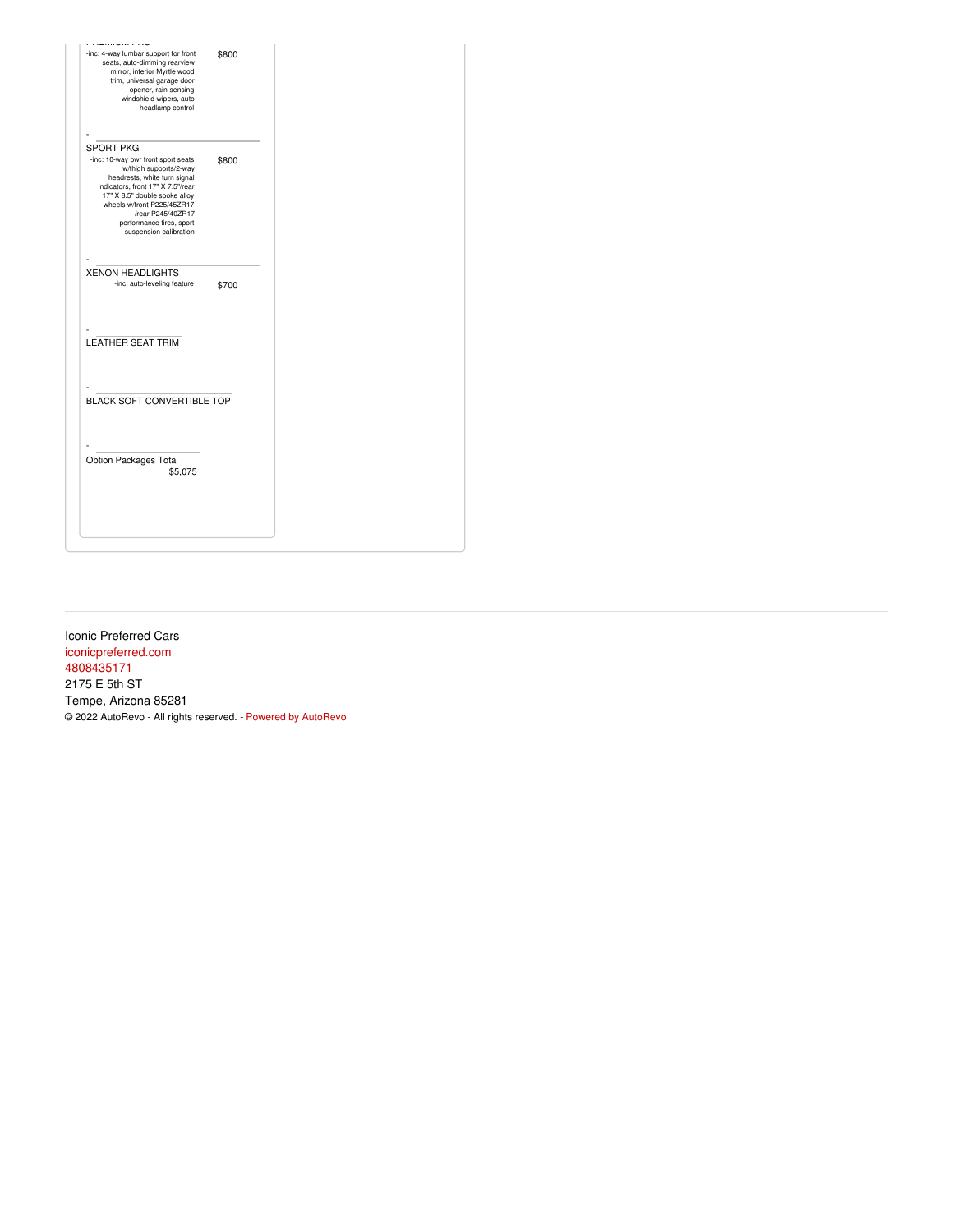-inc: 4-way lumbar support for front seats, auto-dimming rearview mirror, interior Myrtle wood trim, universal garage door opener, rain-sensing windshield wipers, auto headlamp control — $800

-

SPORT PKG

-inc: 10-way pwr front sport seats w/thigh supports/2-way headrests, white turn signal indicators, front 17" X 7.5"/rear 17" X 8.5" double spoke alloy wheels w/front P225/45ZR17 /rear P245/40ZR17 performance tires, sport suspension calibration — $800

-

XENON HEADLIGHTS

-inc: auto-leveling feature — $700

-

LEATHER SEAT TRIM

-

BLACK SOFT CONVERTIBLE TOP

-

Option Packages Total

$5,075

---

Iconic Preferred Cars
iconicpreferred.com
4808435171
2175 E 5th ST
Tempe, Arizona 85281
© 2022 AutoRevo - All rights reserved. - Powered by AutoRevo